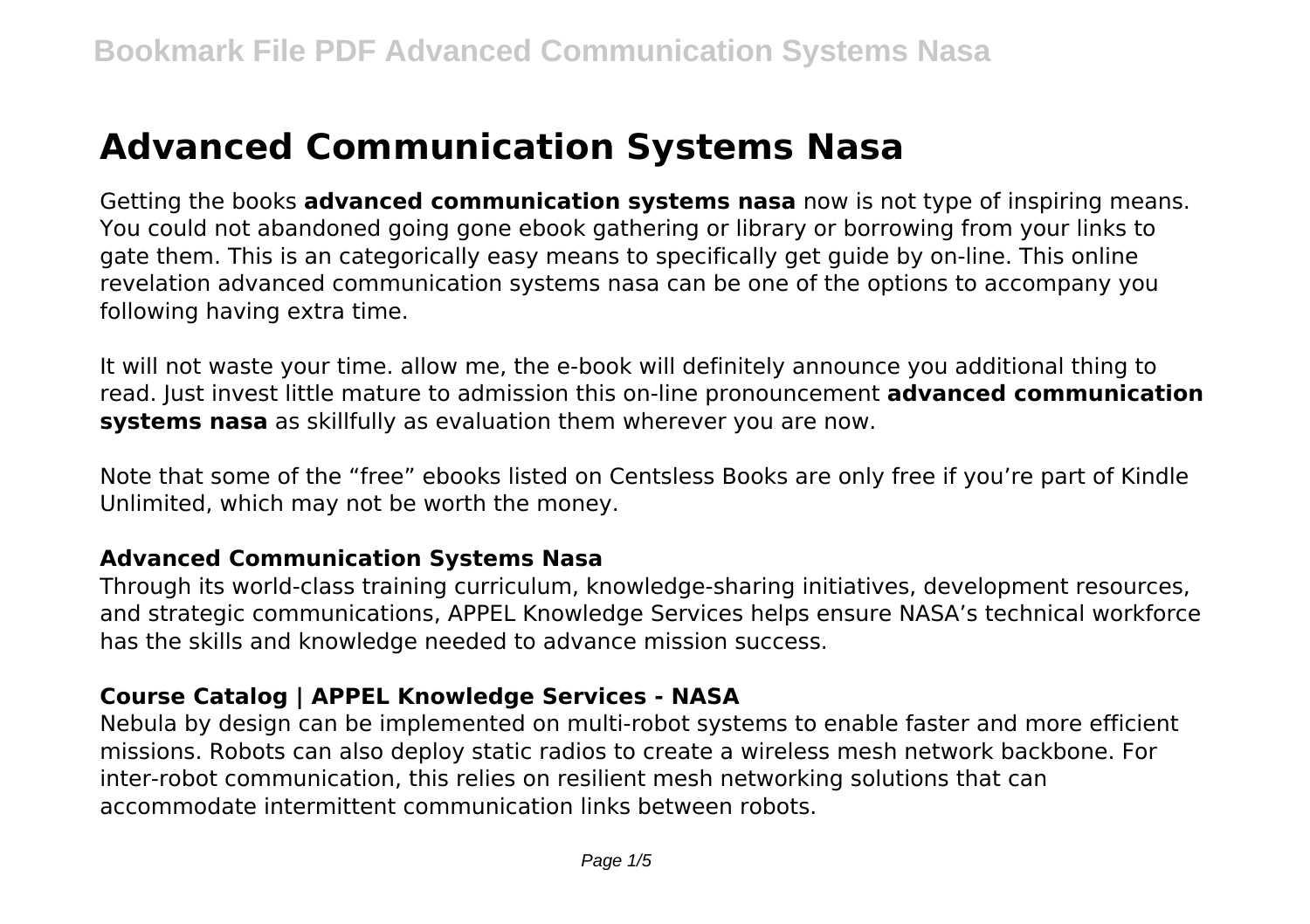# Advanced Communication Systems Nasa

Getting the books **advanced communication systems nasa** now is not type of inspiring means. You could not abandoned going gone ebook gathering or library or borrowing from your links to gate them. This is an categorically easy means to specifically get guide by on-line. This online revelation advanced communication systems nasa can be one of the options to accompany you following having extra time.

It will not waste your time. allow me, the e-book will definitely announce you additional thing to read. Just invest little mature to admission this on-line pronouncement **advanced communication systems nasa** as skillfully as evaluation them wherever you are now.

Note that some of the "free" ebooks listed on Centsless Books are only free if you're part of Kindle Unlimited, which may not be worth the money.

### Advanced Communication Systems Nasa

Through its world-class training curriculum, knowledge-sharing initiatives, development resources, and strategic communications, APPEL Knowledge Services helps ensure NASA's technical workforce has the skills and knowledge needed to advance mission success.

### Course Catalog | APPEL Knowledge Services - NASA

Nebula by design can be implemented on multi-robot systems to enable faster and more efficient missions. Robots can also deploy static radios to create a wireless mesh network backbone. For inter-robot communication, this relies on resilient mesh networking solutions that can accommodate intermittent communication links between robots.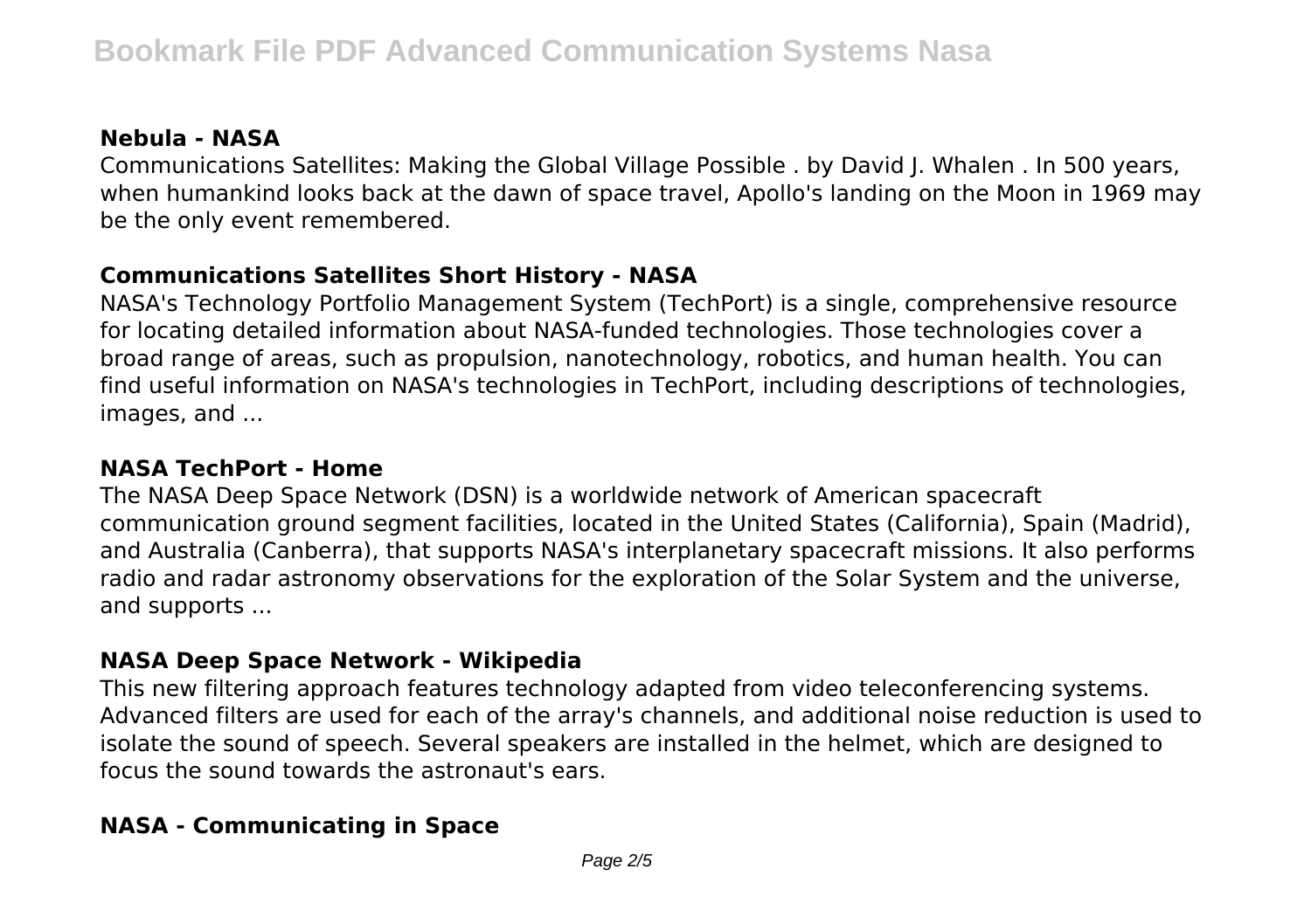### Nebula - NASA

Communications Satellites: Making the Global Village Possible . by David J. Whalen . In 500 years, when humankind looks back at the dawn of space travel, Apollo's landing on the Moon in 1969 may be the only event remembered.

### Communications Satellites Short History - NASA

NASA's Technology Portfolio Management System (TechPort) is a single, comprehensive resource for locating detailed information about NASA-funded technologies. Those technologies cover a broad range of areas, such as propulsion, nanotechnology, robotics, and human health. You can find useful information on NASA's technologies in TechPort, including descriptions of technologies, images, and ...

### NASA TechPort - Home

The NASA Deep Space Network (DSN) is a worldwide network of American spacecraft communication ground segment facilities, located in the United States (California), Spain (Madrid), and Australia (Canberra), that supports NASA's interplanetary spacecraft missions. It also performs radio and radar astronomy observations for the exploration of the Solar System and the universe, and supports ...

### NASA Deep Space Network - Wikipedia

This new filtering approach features technology adapted from video teleconferencing systems. Advanced filters are used for each of the array's channels, and additional noise reduction is used to isolate the sound of speech. Several speakers are installed in the helmet, which are designed to focus the sound towards the astronaut's ears.

### NASA - Communicating in Space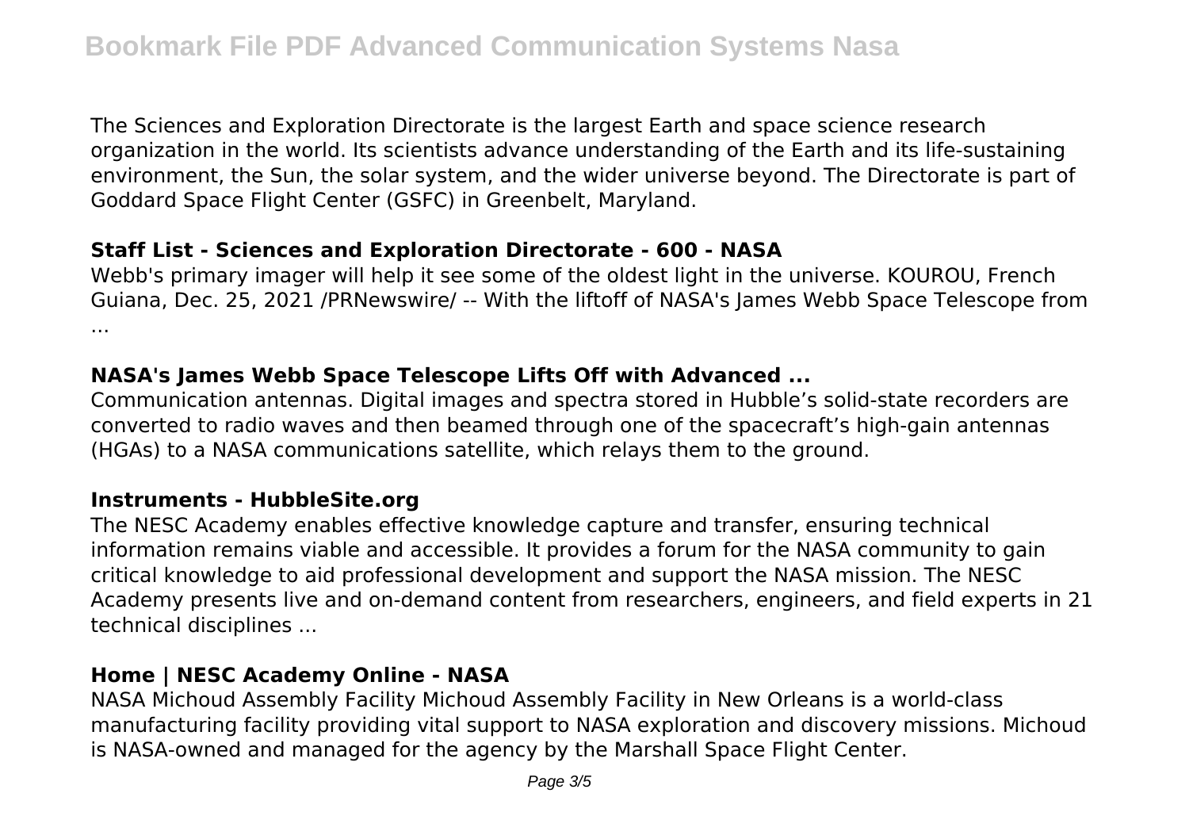The Sciences and Exploration Directorate is the largest Earth and space science research organization in the world. Its scientists advance understanding of the Earth and its life-sustaining environment, the Sun, the solar system, and the wider universe beyond. The Directorate is part of Goddard Space Flight Center (GSFC) in Greenbelt, Maryland.

### Staff List - Sciences and Exploration Directorate - 600 - NASA

Webb's primary imager will help it see some of the oldest light in the universe. KOUROU, French Guiana, Dec. 25, 2021 /PRNewswire/ -- With the liftoff of NASA's James Webb Space Telescope from ...

### NASA's James Webb Space Telescope Lifts Off with Advanced ...

Communication antennas. Digital images and spectra stored in Hubble's solid-state recorders are converted to radio waves and then beamed through one of the spacecraft's high-gain antennas (HGAs) to a NASA communications satellite, which relays them to the ground.

### Instruments - HubbleSite.org

The NESC Academy enables effective knowledge capture and transfer, ensuring technical information remains viable and accessible. It provides a forum for the NASA community to gain critical knowledge to aid professional development and support the NASA mission. The NESC Academy presents live and on-demand content from researchers, engineers, and field experts in 21 technical disciplines ...

### Home | NESC Academy Online - NASA

NASA Michoud Assembly Facility Michoud Assembly Facility in New Orleans is a world-class manufacturing facility providing vital support to NASA exploration and discovery missions. Michoud is NASA-owned and managed for the agency by the Marshall Space Flight Center.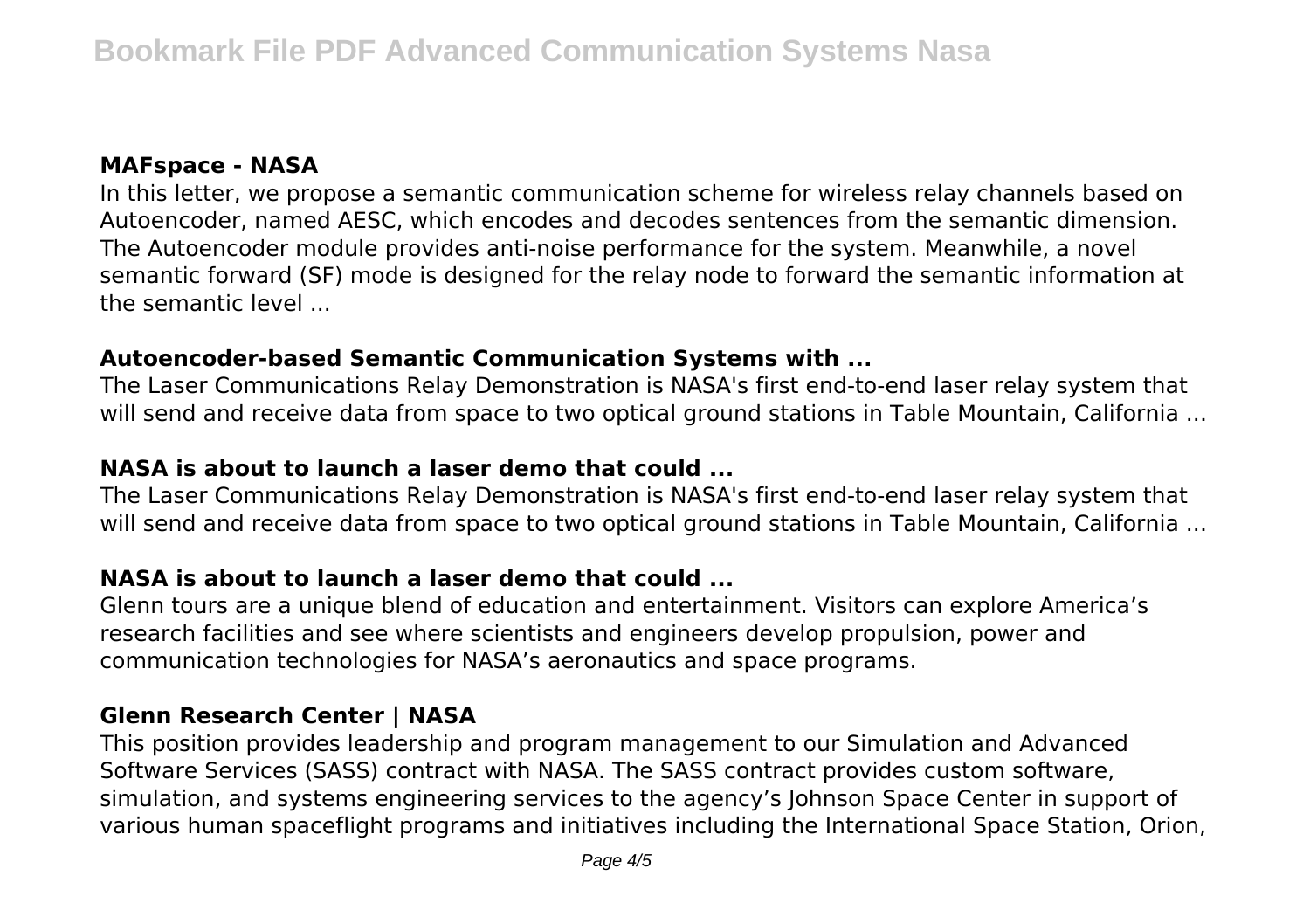### MAFspace - NASA

In this letter, we propose a semantic communication scheme for wireless relay channels based on Autoencoder, named AESC, which encodes and decodes sentences from the semantic dimension. The Autoencoder module provides anti-noise performance for the system. Meanwhile, a novel semantic forward (SF) mode is designed for the relay node to forward the semantic information at the semantic level ...

### Autoencoder-based Semantic Communication Systems with ...

The Laser Communications Relay Demonstration is NASA's first end-to-end laser relay system that will send and receive data from space to two optical ground stations in Table Mountain, California ...

### NASA is about to launch a laser demo that could ...

The Laser Communications Relay Demonstration is NASA's first end-to-end laser relay system that will send and receive data from space to two optical ground stations in Table Mountain, California ...

### NASA is about to launch a laser demo that could ...

Glenn tours are a unique blend of education and entertainment. Visitors can explore America's research facilities and see where scientists and engineers develop propulsion, power and communication technologies for NASA's aeronautics and space programs.

### Glenn Research Center | NASA

This position provides leadership and program management to our Simulation and Advanced Software Services (SASS) contract with NASA. The SASS contract provides custom software, simulation, and systems engineering services to the agency's Johnson Space Center in support of various human spaceflight programs and initiatives including the International Space Station, Orion,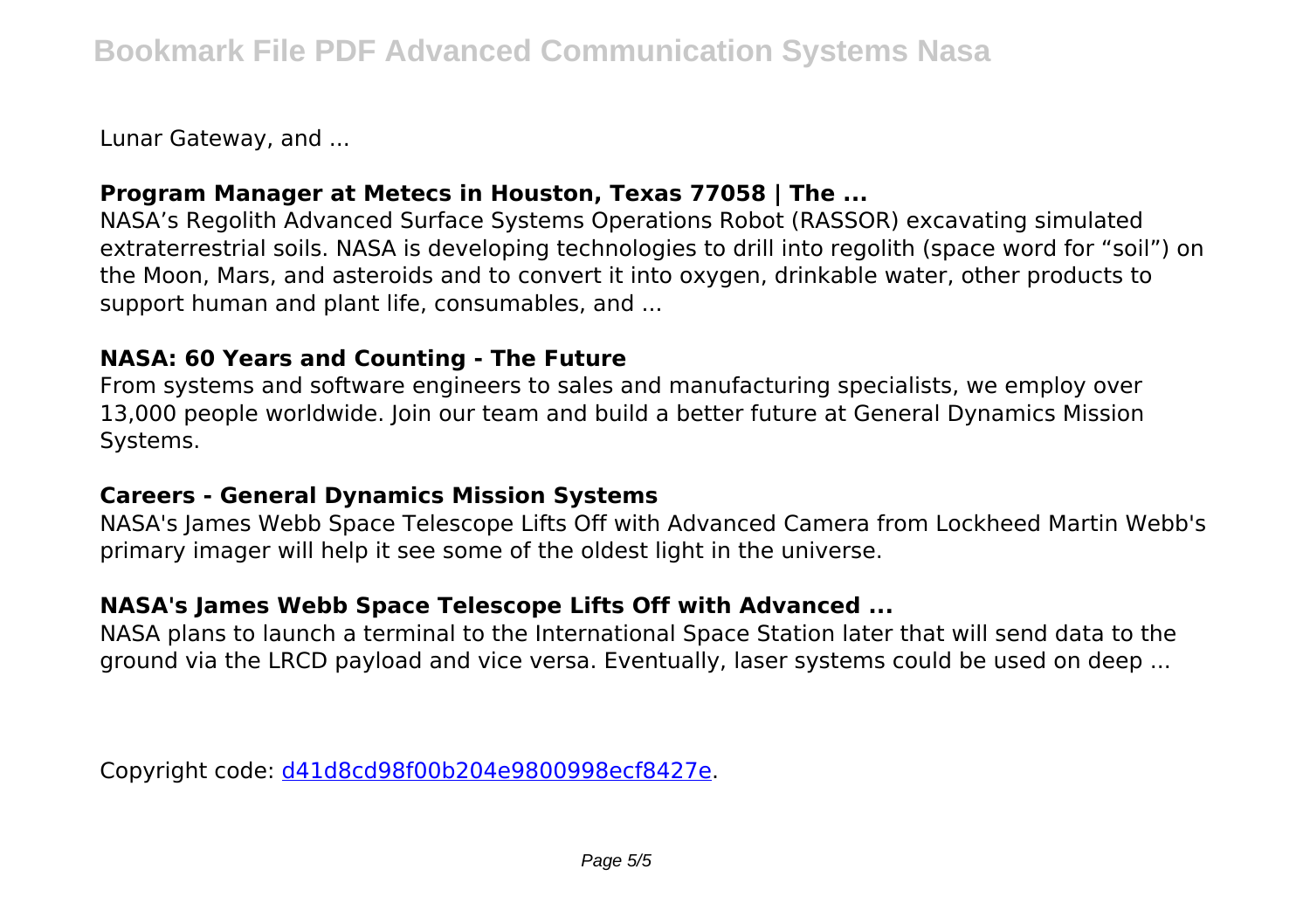Lunar Gateway, and ...

**Program Manager at Metecs in Houston, Texas 77058 | The ...**

NASA’s Regolith Advanced Surface Systems Operations Robot (RASSOR) excavating simulated extraterrestrial soils. NASA is developing technologies to drill into regolith (space word for “soil”) on the Moon, Mars, and asteroids and to convert it into oxygen, drinkable water, other products to support human and plant life, consumables, and ...

**NASA: 60 Years and Counting - The Future**

From systems and software engineers to sales and manufacturing specialists, we employ over 13,000 people worldwide. Join our team and build a better future at General Dynamics Mission Systems.

**Careers - General Dynamics Mission Systems**

NASA's James Webb Space Telescope Lifts Off with Advanced Camera from Lockheed Martin Webb's primary imager will help it see some of the oldest light in the universe.

**NASA's James Webb Space Telescope Lifts Off with Advanced ...**

NASA plans to launch a terminal to the International Space Station later that will send data to the ground via the LRCD payload and vice versa. Eventually, laser systems could be used on deep ...

Copyright code: d41d8cd98f00b204e9800998ecf8427e.